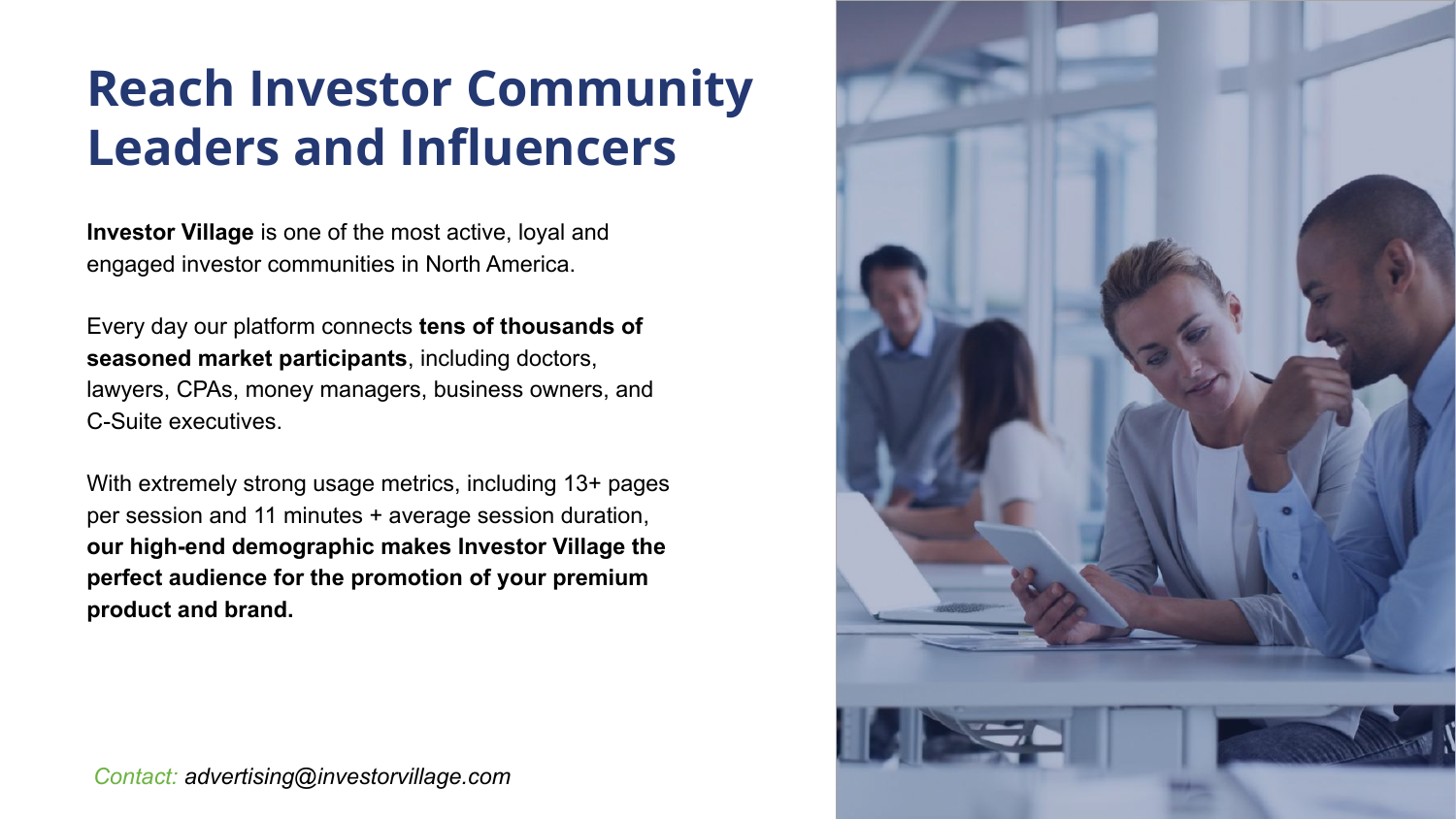# Reach Investor Community Leaders and Influencers

**Investor Village** is one of the most active, loyal and engaged investor communities in North America.

Every day our platform connects **tens of thousands of seasoned market participants**, including doctors, lawyers, CPAs, money managers, business owners, and C-Suite executives.

With extremely strong usage metrics, including 13+ pages per session and 11 minutes + average session duration, **our high-end demographic makes Investor Village the perfect audience for the promotion of your premium product and brand.**

*Contact: advertising@investorvillage.com*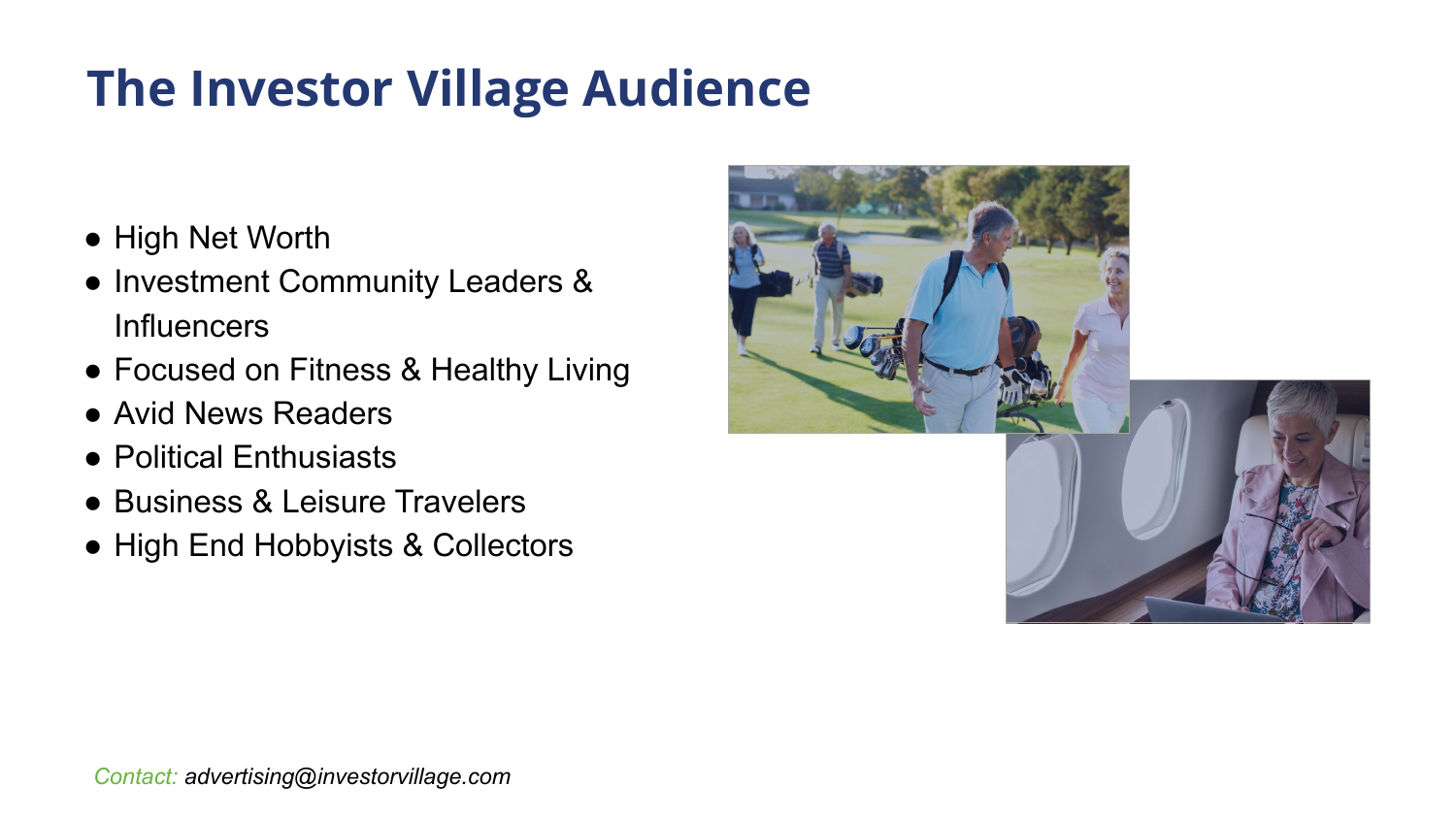# The Investor Village Audience

- High Net Worth
- Investment Community Leaders & Influencers
- Focused on Fitness & Healthy Living
- Avid News Readers
- Political Enthusiasts
- Business & Leisure Travelers
- High End Hobbyists & Collectors

*Contact: advertising@investorvillage.com*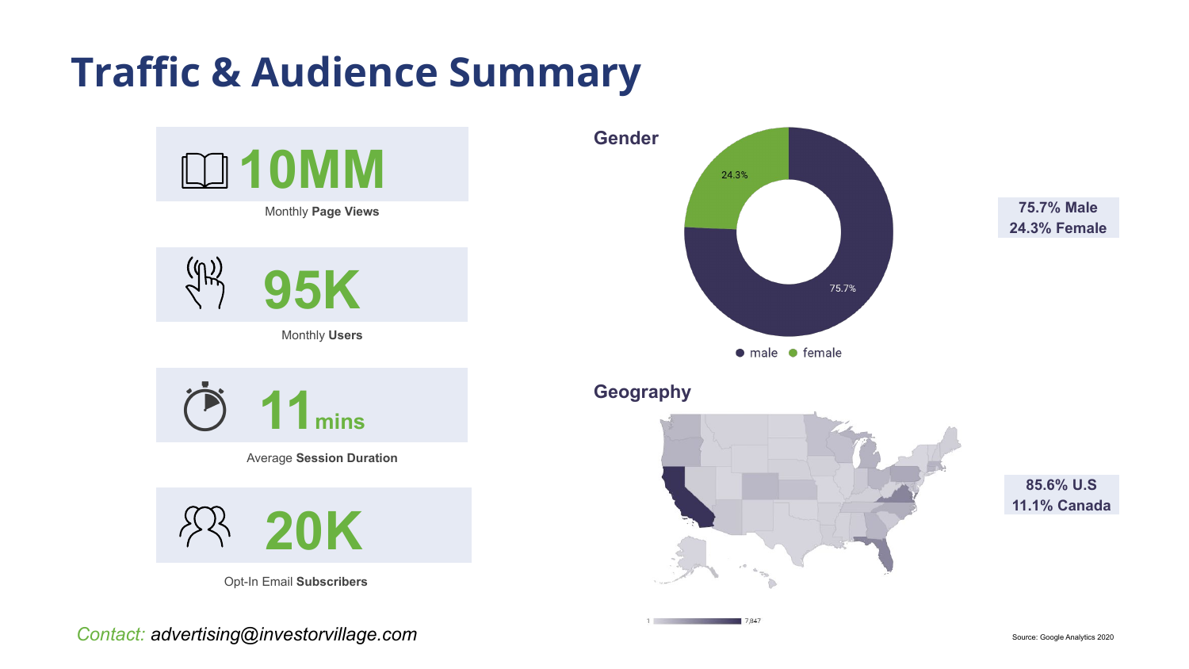# Traffic & Audience Summary

**10MM**

Monthly **Page Views**

**95K**

Monthly **Users**

**11** mins

Average **Session Duration**

**20K**

Opt-In Email **Subscribers**

## Gender

24.3%

75.7%

● male ● female

**75.7% Male**
**24.3% Female**

## Geography

1 7,847

**85.6% U.S**
**11.1% Canada**

*Contact: advertising@investorvillage.com*

Source: Google Analytics 2020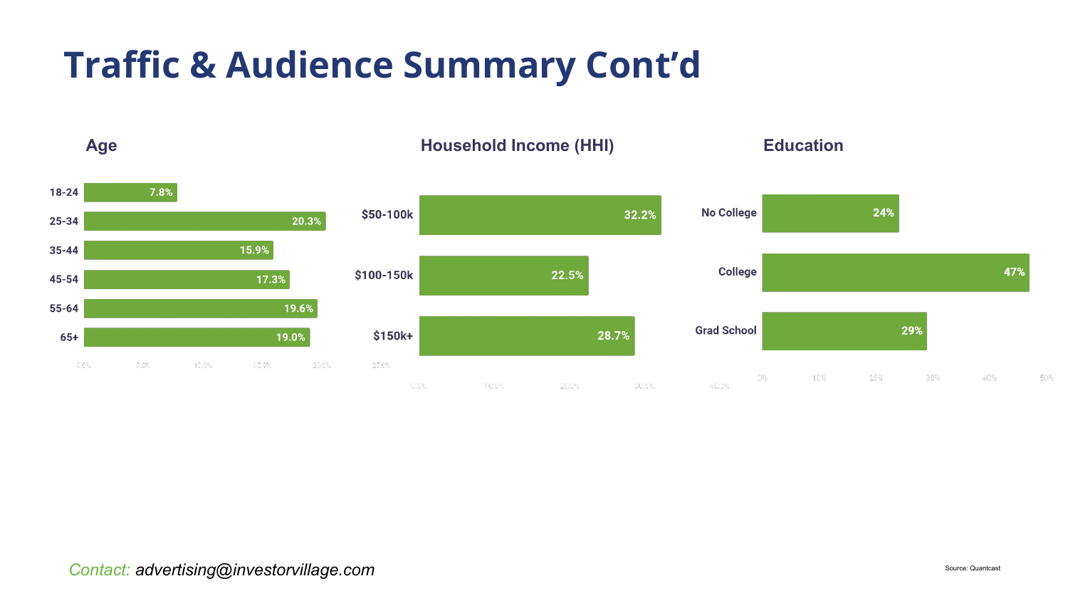# Traffic & Audience Summary Cont'd

### Age

| Age | % |
| --- | --- |
| 18-24 | 7.8% |
| 25-34 | 20.3% |
| 35-44 | 15.9% |
| 45-54 | 17.3% |
| 55-64 | 19.6% |
| 65+ | 19.0% |

### Household Income (HHI)

| HHI | % |
| --- | --- |
| $50-100k | 32.2% |
| $100-150k | 22.5% |
| $150k+ | 28.7% |

### Education

| Education | % |
| --- | --- |
| No College | 24% |
| College | 47% |
| Grad School | 29% |

*Contact:* *advertising@investorvillage.com*

Source: Quantcast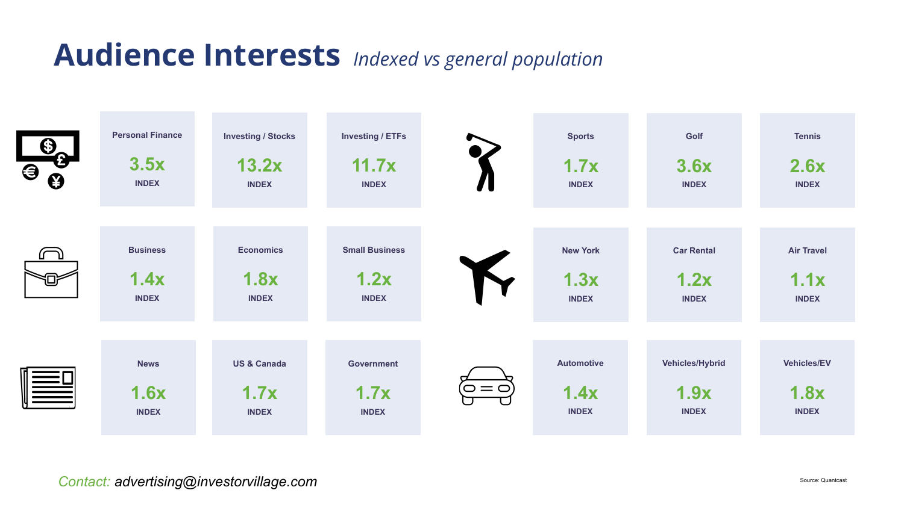# Audience Interests *Indexed vs general population*

| Category | Interest | Index |
|---|---|---|
| Finance | Personal Finance | 3.5x |
| Finance | Investing / Stocks | 13.2x |
| Finance | Investing / ETFs | 11.7x |
| Business | Business | 1.4x |
| Business | Economics | 1.8x |
| Business | Small Business | 1.2x |
| News | News | 1.6x |
| News | US & Canada | 1.7x |
| News | Government | 1.7x |
| Sports | Sports | 1.7x |
| Sports | Golf | 3.6x |
| Sports | Tennis | 2.6x |
| Travel | New York | 1.3x |
| Travel | Car Rental | 1.2x |
| Travel | Air Travel | 1.1x |
| Automotive | Automotive | 1.4x |
| Automotive | Vehicles/Hybrid | 1.9x |
| Automotive | Vehicles/EV | 1.8x |

*Contact:* *advertising@investorvillage.com*

Source: Quantcast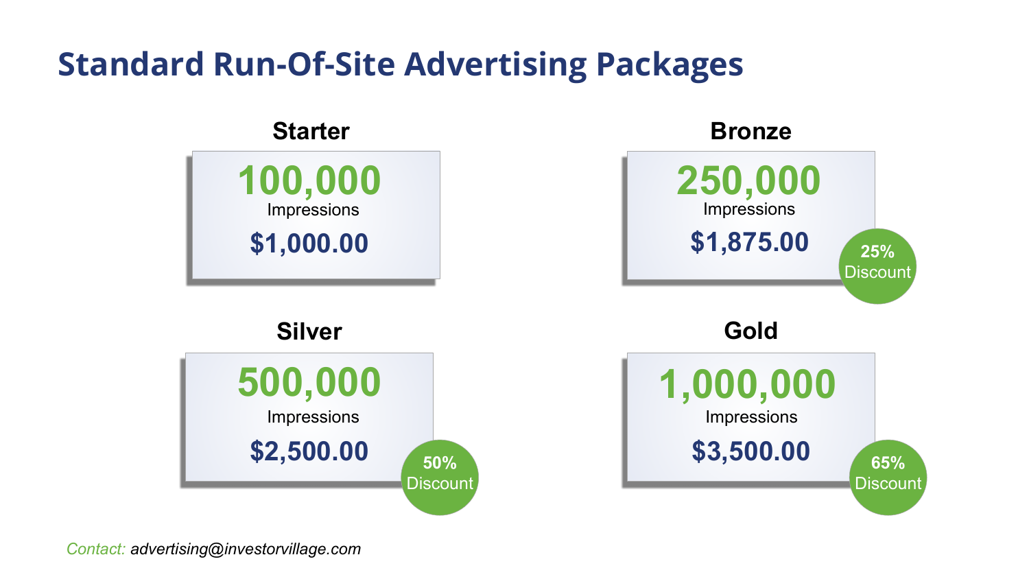# Standard Run-Of-Site Advertising Packages

### Starter

**100,000**
Impressions
**$1,000.00**

### Bronze

**250,000**
Impressions
**$1,875.00**
25% Discount

### Silver

**500,000**
Impressions
**$2,500.00**
50% Discount

### Gold

**1,000,000**
Impressions
**$3,500.00**
65% Discount

*Contact: advertising@investorvillage.com*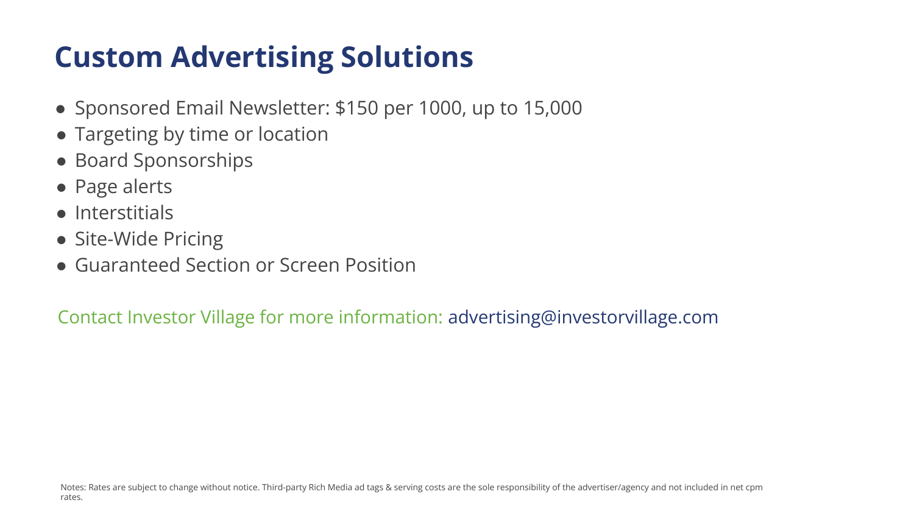# Custom Advertising Solutions

- Sponsored Email Newsletter: $150 per 1000, up to 15,000
- Targeting by time or location
- Board Sponsorships
- Page alerts
- Interstitials
- Site-Wide Pricing
- Guaranteed Section or Screen Position

Contact Investor Village for more information: advertising@investorvillage.com

Notes: Rates are subject to change without notice. Third-party Rich Media ad tags & serving costs are the sole responsibility of the advertiser/agency and not included in net cpm rates.